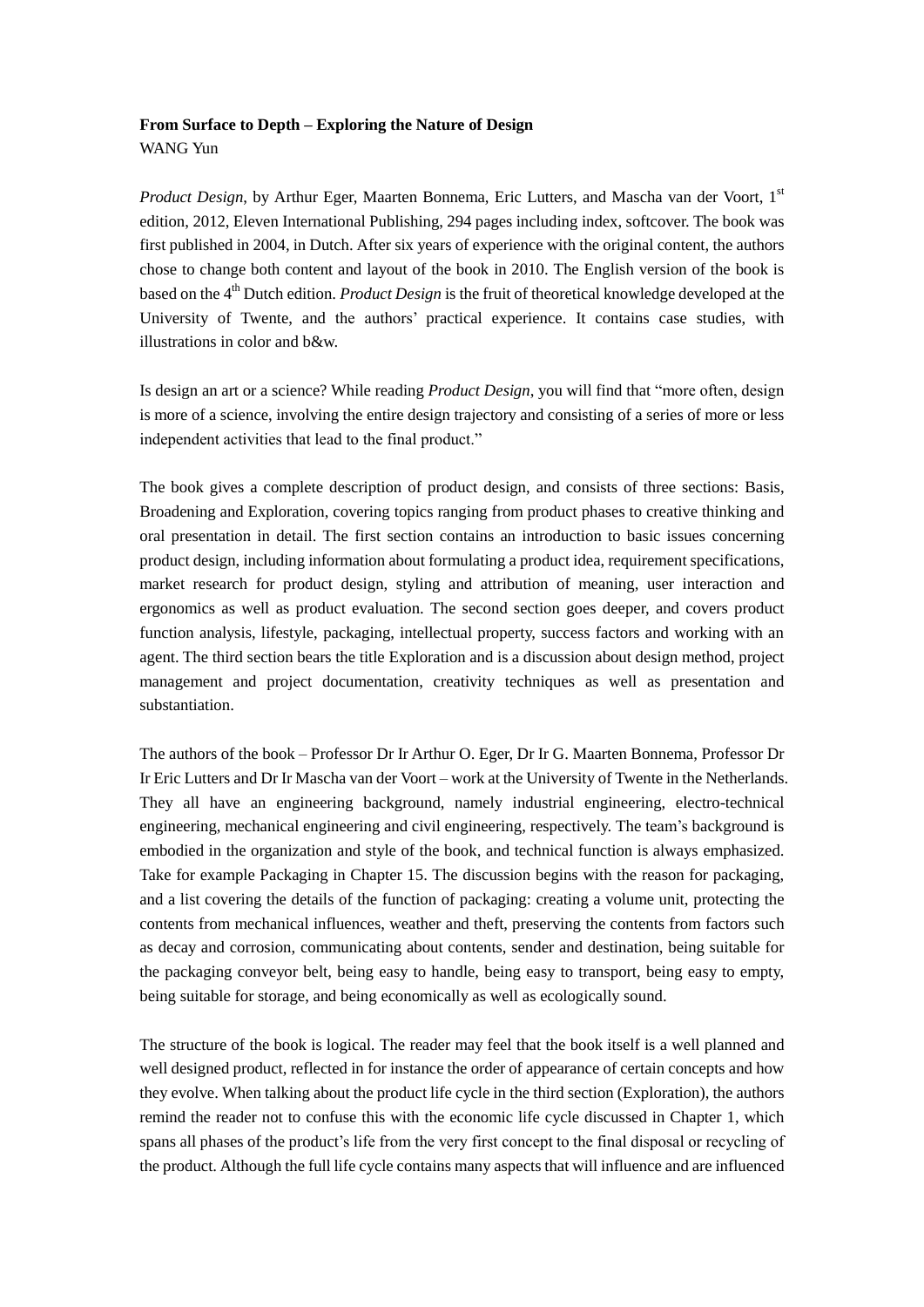**From Surface to Depth – Exploring the Nature of Design**

WANG Yun

*Product Design*, by Arthur Eger, Maarten Bonnema, Eric Lutters, and Mascha van der Voort, 1st edition, 2012, Eleven International Publishing, 294 pages including index, softcover. The book was first published in 2004, in Dutch. After six years of experience with the original content, the authors chose to change both content and layout of the book in 2010. The English version of the book is based on the 4th Dutch edition. *Product Design* is the fruit of theoretical knowledge developed at the University of Twente, and the authors' practical experience. It contains case studies, with illustrations in color and b&w.

Is design an art or a science? While reading *Product Design*, you will find that "more often, design is more of a science, involving the entire design trajectory and consisting of a series of more or less independent activities that lead to the final product."

The book gives a complete description of product design, and consists of three sections: Basis, Broadening and Exploration, covering topics ranging from product phases to creative thinking and oral presentation in detail. The first section contains an introduction to basic issues concerning product design, including information about formulating a product idea, requirement specifications, market research for product design, styling and attribution of meaning, user interaction and ergonomics as well as product evaluation. The second section goes deeper, and covers product function analysis, lifestyle, packaging, intellectual property, success factors and working with an agent. The third section bears the title Exploration and is a discussion about design method, project management and project documentation, creativity techniques as well as presentation and substantiation.

The authors of the book – Professor Dr Ir Arthur O. Eger, Dr Ir G. Maarten Bonnema, Professor Dr Ir Eric Lutters and Dr Ir Mascha van der Voort – work at the University of Twente in the Netherlands. They all have an engineering background, namely industrial engineering, electro-technical engineering, mechanical engineering and civil engineering, respectively. The team's background is embodied in the organization and style of the book, and technical function is always emphasized. Take for example Packaging in Chapter 15. The discussion begins with the reason for packaging, and a list covering the details of the function of packaging: creating a volume unit, protecting the contents from mechanical influences, weather and theft, preserving the contents from factors such as decay and corrosion, communicating about contents, sender and destination, being suitable for the packaging conveyor belt, being easy to handle, being easy to transport, being easy to empty, being suitable for storage, and being economically as well as ecologically sound.

The structure of the book is logical. The reader may feel that the book itself is a well planned and well designed product, reflected in for instance the order of appearance of certain concepts and how they evolve. When talking about the product life cycle in the third section (Exploration), the authors remind the reader not to confuse this with the economic life cycle discussed in Chapter 1, which spans all phases of the product's life from the very first concept to the final disposal or recycling of the product. Although the full life cycle contains many aspects that will influence and are influenced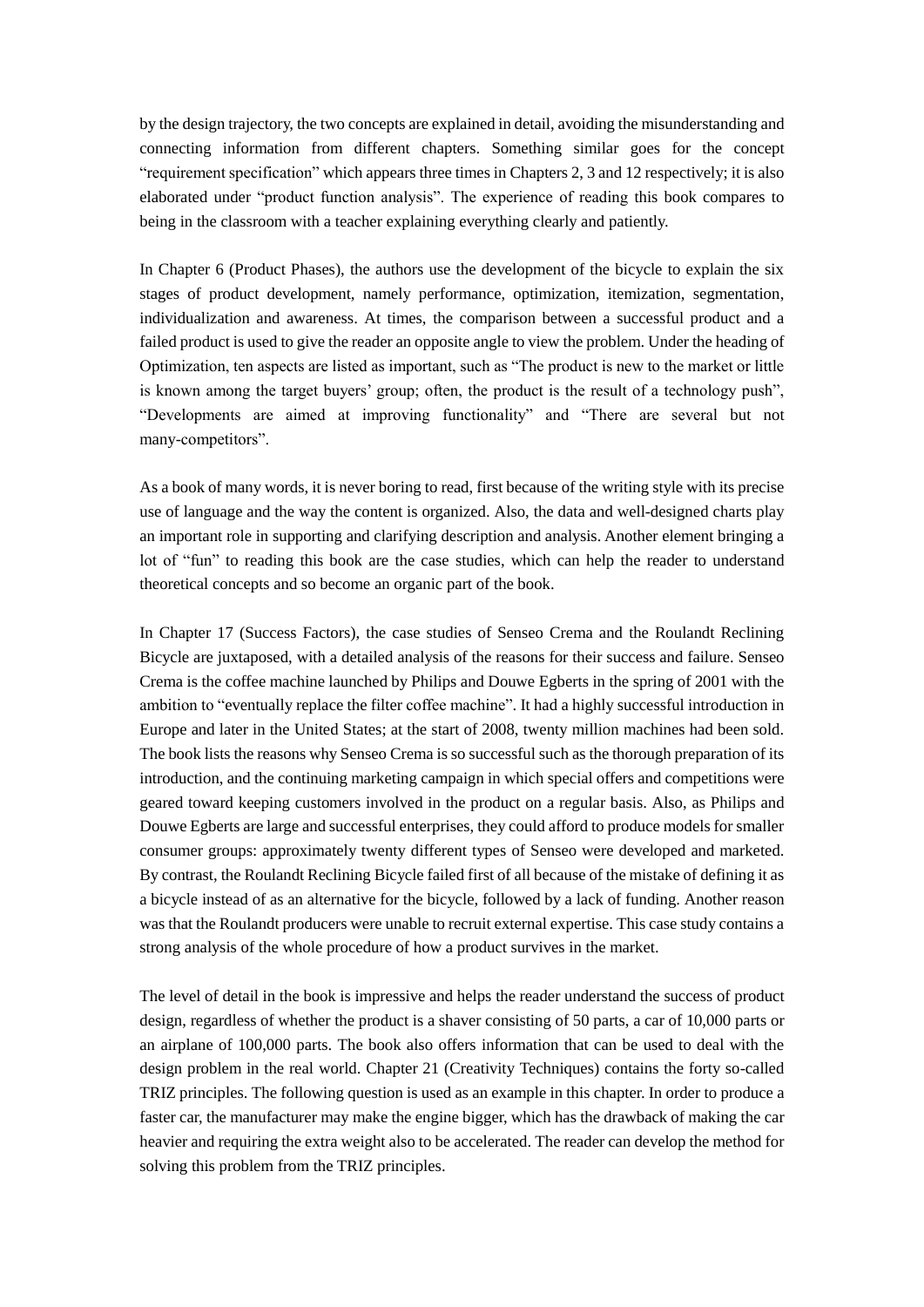by the design trajectory, the two concepts are explained in detail, avoiding the misunderstanding and connecting information from different chapters. Something similar goes for the concept "requirement specification" which appears three times in Chapters 2, 3 and 12 respectively; it is also elaborated under "product function analysis". The experience of reading this book compares to being in the classroom with a teacher explaining everything clearly and patiently.

In Chapter 6 (Product Phases), the authors use the development of the bicycle to explain the six stages of product development, namely performance, optimization, itemization, segmentation, individualization and awareness. At times, the comparison between a successful product and a failed product is used to give the reader an opposite angle to view the problem. Under the heading of Optimization, ten aspects are listed as important, such as "The product is new to the market or little is known among the target buyers' group; often, the product is the result of a technology push", "Developments are aimed at improving functionality" and "There are several but not many-competitors".

As a book of many words, it is never boring to read, first because of the writing style with its precise use of language and the way the content is organized. Also, the data and well-designed charts play an important role in supporting and clarifying description and analysis. Another element bringing a lot of "fun" to reading this book are the case studies, which can help the reader to understand theoretical concepts and so become an organic part of the book.

In Chapter 17 (Success Factors), the case studies of Senseo Crema and the Roulandt Reclining Bicycle are juxtaposed, with a detailed analysis of the reasons for their success and failure. Senseo Crema is the coffee machine launched by Philips and Douwe Egberts in the spring of 2001 with the ambition to "eventually replace the filter coffee machine". It had a highly successful introduction in Europe and later in the United States; at the start of 2008, twenty million machines had been sold. The book lists the reasons why Senseo Crema is so successful such as the thorough preparation of its introduction, and the continuing marketing campaign in which special offers and competitions were geared toward keeping customers involved in the product on a regular basis. Also, as Philips and Douwe Egberts are large and successful enterprises, they could afford to produce models for smaller consumer groups: approximately twenty different types of Senseo were developed and marketed. By contrast, the Roulandt Reclining Bicycle failed first of all because of the mistake of defining it as a bicycle instead of as an alternative for the bicycle, followed by a lack of funding. Another reason was that the Roulandt producers were unable to recruit external expertise. This case study contains a strong analysis of the whole procedure of how a product survives in the market.

The level of detail in the book is impressive and helps the reader understand the success of product design, regardless of whether the product is a shaver consisting of 50 parts, a car of 10,000 parts or an airplane of 100,000 parts. The book also offers information that can be used to deal with the design problem in the real world. Chapter 21 (Creativity Techniques) contains the forty so-called TRIZ principles. The following question is used as an example in this chapter. In order to produce a faster car, the manufacturer may make the engine bigger, which has the drawback of making the car heavier and requiring the extra weight also to be accelerated. The reader can develop the method for solving this problem from the TRIZ principles.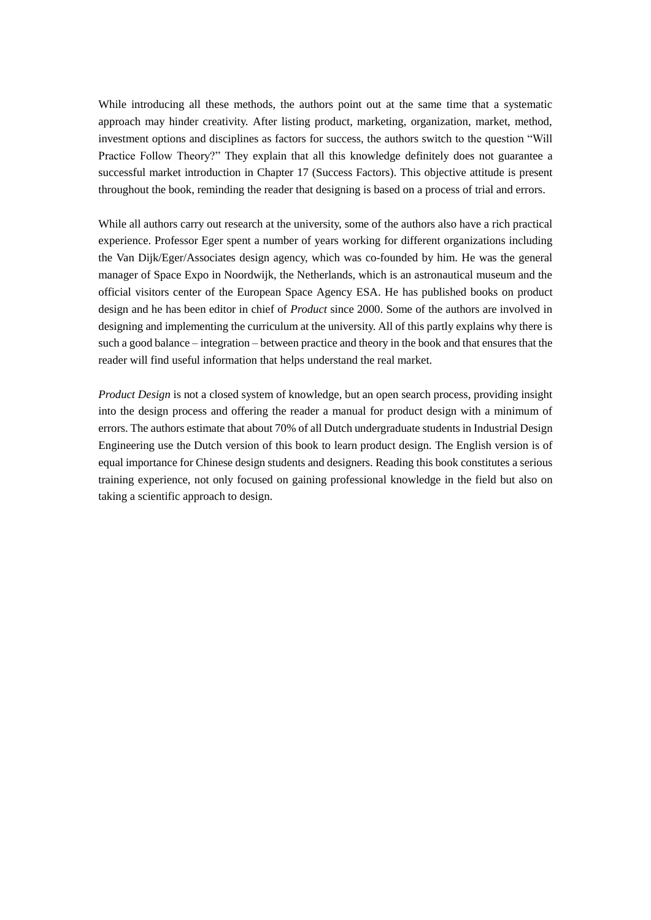While introducing all these methods, the authors point out at the same time that a systematic approach may hinder creativity. After listing product, marketing, organization, market, method, investment options and disciplines as factors for success, the authors switch to the question "Will Practice Follow Theory?" They explain that all this knowledge definitely does not guarantee a successful market introduction in Chapter 17 (Success Factors). This objective attitude is present throughout the book, reminding the reader that designing is based on a process of trial and errors.

While all authors carry out research at the university, some of the authors also have a rich practical experience. Professor Eger spent a number of years working for different organizations including the Van Dijk/Eger/Associates design agency, which was co-founded by him. He was the general manager of Space Expo in Noordwijk, the Netherlands, which is an astronautical museum and the official visitors center of the European Space Agency ESA. He has published books on product design and he has been editor in chief of *Product* since 2000. Some of the authors are involved in designing and implementing the curriculum at the university. All of this partly explains why there is such a good balance – integration – between practice and theory in the book and that ensures that the reader will find useful information that helps understand the real market.

*Product Design* is not a closed system of knowledge, but an open search process, providing insight into the design process and offering the reader a manual for product design with a minimum of errors. The authors estimate that about 70% of all Dutch undergraduate students in Industrial Design Engineering use the Dutch version of this book to learn product design. The English version is of equal importance for Chinese design students and designers. Reading this book constitutes a serious training experience, not only focused on gaining professional knowledge in the field but also on taking a scientific approach to design.